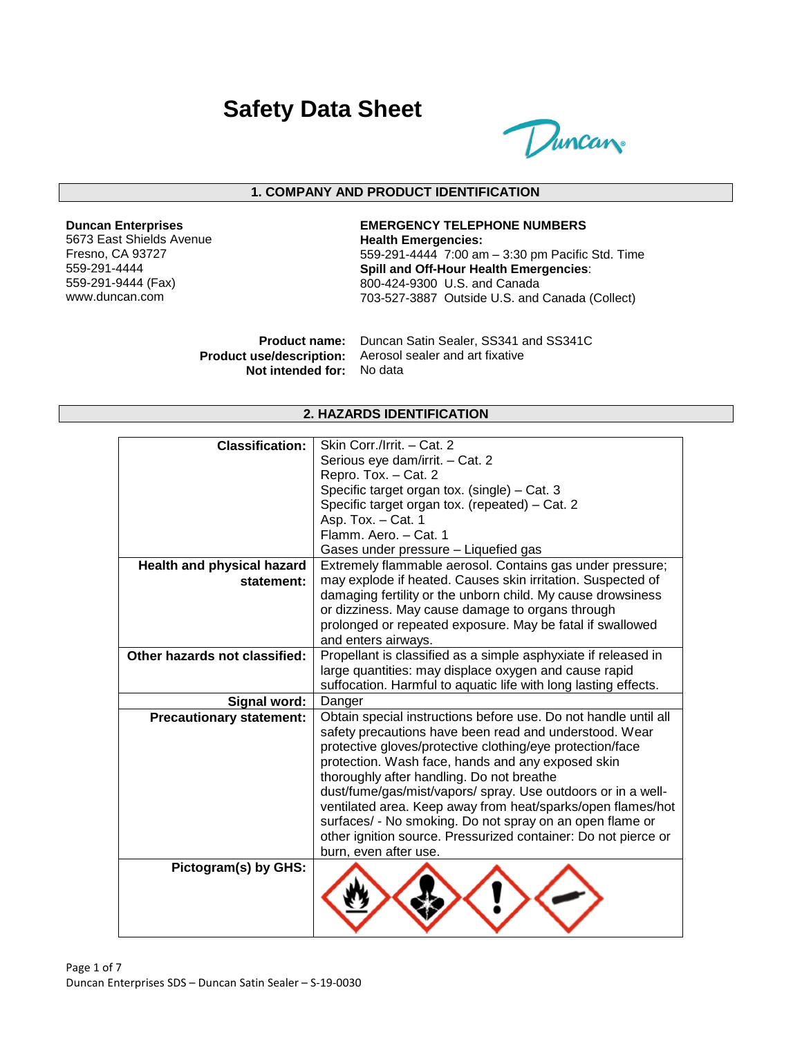# Safety Data Sheet

## 1. COMPANY AND PRODUCT IDENTIFICATION

**Duncan Enterprises**
5673 East Shields Avenue
Fresno, CA 93727
559-291-4444
559-291-9444 (Fax)
www.duncan.com

**EMERGENCY TELEPHONE NUMBERS**
**Health Emergencies:**
559-291-4444 7:00 am – 3:30 pm Pacific Std. Time
**Spill and Off-Hour Health Emergencies**:
800-424-9300 U.S. and Canada
703-527-3887 Outside U.S. and Canada (Collect)

**Product name:** Duncan Satin Sealer, SS341 and SS341C
**Product use/description:** Aerosol sealer and art fixative
**Not intended for:** No data

## 2. HAZARDS IDENTIFICATION

| | |
|---|---|
| **Classification:** | Skin Corr./Irrit. – Cat. 2<br>Serious eye dam/irrit. – Cat. 2<br>Repro. Tox. – Cat. 2<br>Specific target organ tox. (single) – Cat. 3<br>Specific target organ tox. (repeated) – Cat. 2<br>Asp. Tox. – Cat. 1<br>Flamm. Aero. – Cat. 1<br>Gases under pressure – Liquefied gas |
| **Health and physical hazard statement:** | Extremely flammable aerosol. Contains gas under pressure; may explode if heated. Causes skin irritation. Suspected of damaging fertility or the unborn child. My cause drowsiness or dizziness. May cause damage to organs through prolonged or repeated exposure. May be fatal if swallowed and enters airways. |
| **Other hazards not classified:** | Propellant is classified as a simple asphyxiate if released in large quantities: may displace oxygen and cause rapid suffocation. Harmful to aquatic life with long lasting effects. |
| **Signal word:** | Danger |
| **Precautionary statement:** | Obtain special instructions before use. Do not handle until all safety precautions have been read and understood. Wear protective gloves/protective clothing/eye protection/face protection. Wash face, hands and any exposed skin thoroughly after handling. Do not breathe dust/fume/gas/mist/vapors/ spray. Use outdoors or in a well-ventilated area. Keep away from heat/sparks/open flames/hot surfaces/ - No smoking. Do not spray on an open flame or other ignition source. Pressurized container: Do not pierce or burn, even after use. |
| **Pictogram(s) by GHS:** | |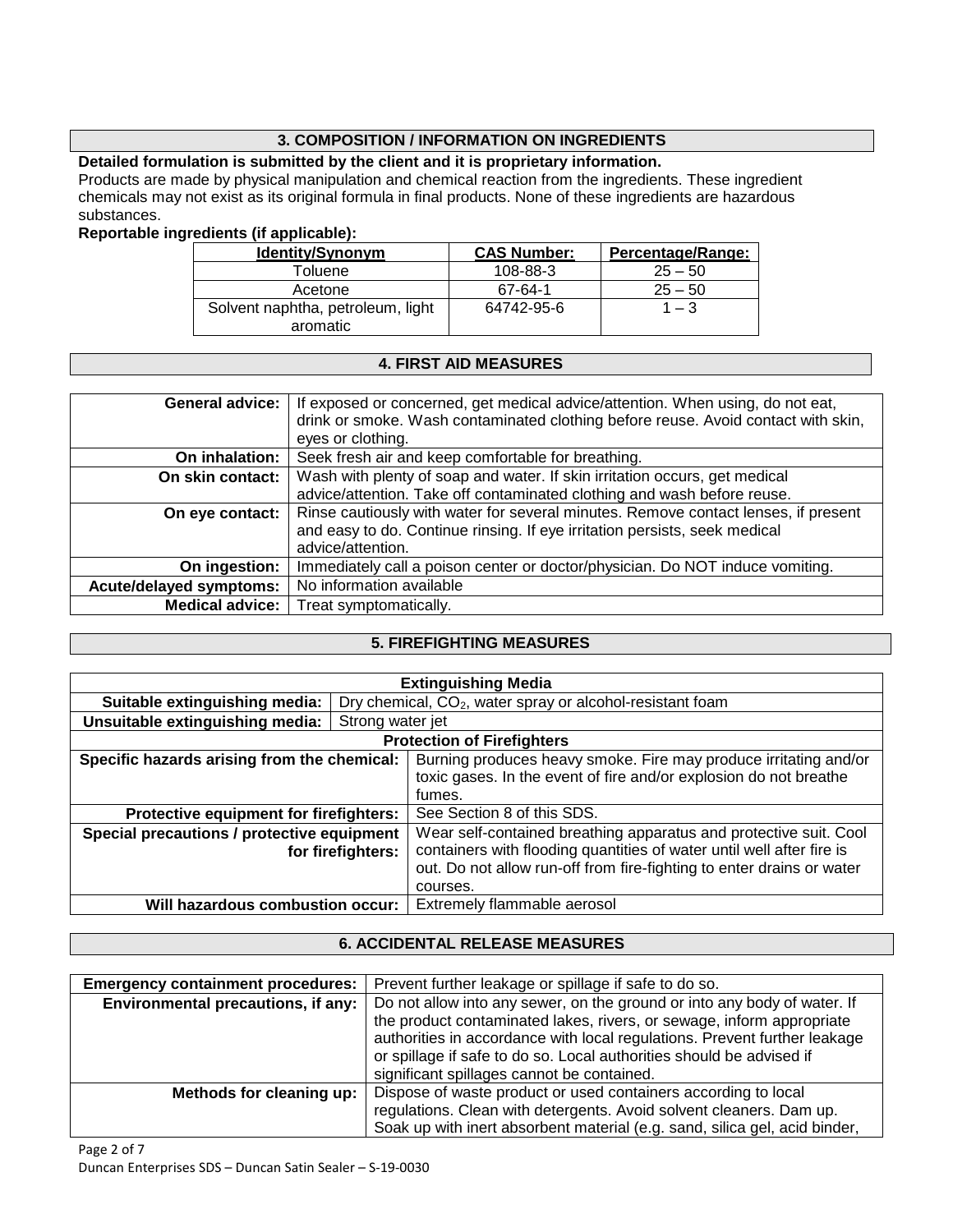## 3. COMPOSITION / INFORMATION ON INGREDIENTS

**Detailed formulation is submitted by the client and it is proprietary information.**

Products are made by physical manipulation and chemical reaction from the ingredients. These ingredient chemicals may not exist as its original formula in final products. None of these ingredients are hazardous substances.

**Reportable ingredients (if applicable):**

| Identity/Synonym | CAS Number: | Percentage/Range: |
|---|---|---|
| Toluene | 108-88-3 | 25 – 50 |
| Acetone | 67-64-1 | 25 – 50 |
| Solvent naphtha, petroleum, light aromatic | 64742-95-6 | 1 – 3 |

## 4. FIRST AID MEASURES

| | |
|---|---|
| **General advice:** | If exposed or concerned, get medical advice/attention. When using, do not eat, drink or smoke. Wash contaminated clothing before reuse. Avoid contact with skin, eyes or clothing. |
| **On inhalation:** | Seek fresh air and keep comfortable for breathing. |
| **On skin contact:** | Wash with plenty of soap and water. If skin irritation occurs, get medical advice/attention. Take off contaminated clothing and wash before reuse. |
| **On eye contact:** | Rinse cautiously with water for several minutes. Remove contact lenses, if present and easy to do. Continue rinsing. If eye irritation persists, seek medical advice/attention. |
| **On ingestion:** | Immediately call a poison center or doctor/physician. Do NOT induce vomiting. |
| **Acute/delayed symptoms:** | No information available |
| **Medical advice:** | Treat symptomatically. |

## 5. FIREFIGHTING MEASURES

| **Extinguishing Media** | |
|---|---|
| **Suitable extinguishing media:** | Dry chemical, $CO_2$, water spray or alcohol-resistant foam |
| **Unsuitable extinguishing media:** | Strong water jet |
| **Protection of Firefighters** | |
| **Specific hazards arising from the chemical:** | Burning produces heavy smoke. Fire may produce irritating and/or toxic gases. In the event of fire and/or explosion do not breathe fumes. |
| **Protective equipment for firefighters:** | See Section 8 of this SDS. |
| **Special precautions / protective equipment for firefighters:** | Wear self-contained breathing apparatus and protective suit. Cool containers with flooding quantities of water until well after fire is out. Do not allow run-off from fire-fighting to enter drains or water courses. |
| **Will hazardous combustion occur:** | Extremely flammable aerosol |

## 6. ACCIDENTAL RELEASE MEASURES

| | |
|---|---|
| **Emergency containment procedures:** | Prevent further leakage or spillage if safe to do so. |
| **Environmental precautions, if any:** | Do not allow into any sewer, on the ground or into any body of water. If the product contaminated lakes, rivers, or sewage, inform appropriate authorities in accordance with local regulations. Prevent further leakage or spillage if safe to do so. Local authorities should be advised if significant spillages cannot be contained. |
| **Methods for cleaning up:** | Dispose of waste product or used containers according to local regulations. Clean with detergents. Avoid solvent cleaners. Dam up. Soak up with inert absorbent material (e.g. sand, silica gel, acid binder, |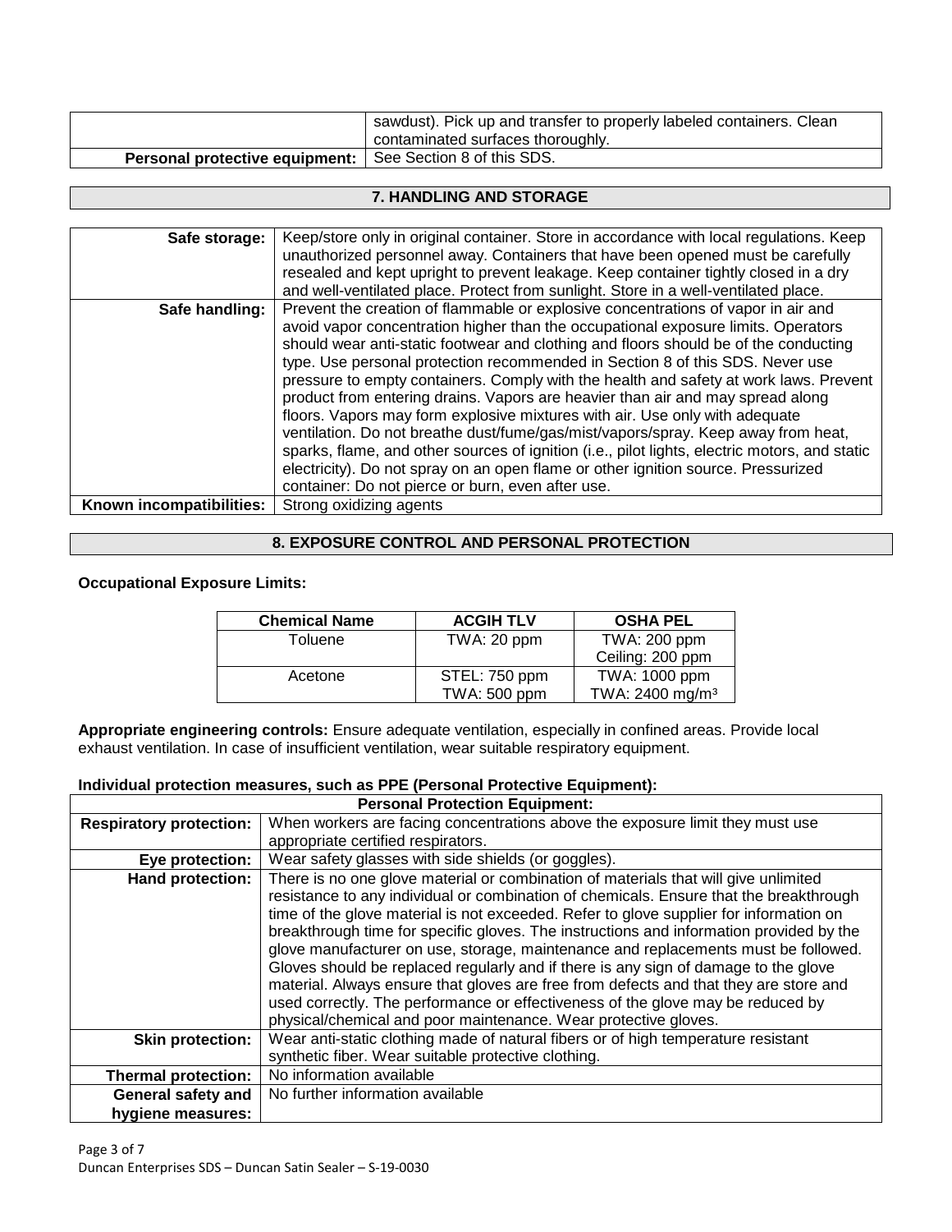| | |
|---|---|
| | sawdust). Pick up and transfer to properly labeled containers. Clean contaminated surfaces thoroughly. |
| **Personal protective equipment:** | See Section 8 of this SDS. |

## 7. HANDLING AND STORAGE

| | |
|---|---|
| **Safe storage:** | Keep/store only in original container. Store in accordance with local regulations. Keep unauthorized personnel away. Containers that have been opened must be carefully resealed and kept upright to prevent leakage. Keep container tightly closed in a dry and well-ventilated place. Protect from sunlight. Store in a well-ventilated place. |
| **Safe handling:** | Prevent the creation of flammable or explosive concentrations of vapor in air and avoid vapor concentration higher than the occupational exposure limits. Operators should wear anti-static footwear and clothing and floors should be of the conducting type. Use personal protection recommended in Section 8 of this SDS. Never use pressure to empty containers. Comply with the health and safety at work laws. Prevent product from entering drains. Vapors are heavier than air and may spread along floors. Vapors may form explosive mixtures with air. Use only with adequate ventilation. Do not breathe dust/fume/gas/mist/vapors/spray. Keep away from heat, sparks, flame, and other sources of ignition (i.e., pilot lights, electric motors, and static electricity). Do not spray on an open flame or other ignition source. Pressurized container: Do not pierce or burn, even after use. |
| **Known incompatibilities:** | Strong oxidizing agents |

## 8. EXPOSURE CONTROL AND PERSONAL PROTECTION

**Occupational Exposure Limits:**

| Chemical Name | ACGIH TLV | OSHA PEL |
|---|---|---|
| Toluene | TWA: 20 ppm | TWA: 200 ppm<br>Ceiling: 200 ppm |
| Acetone | STEL: 750 ppm<br>TWA: 500 ppm | TWA: 1000 ppm<br>TWA: 2400 mg/m$^3$ |

**Appropriate engineering controls:** Ensure adequate ventilation, especially in confined areas. Provide local exhaust ventilation. In case of insufficient ventilation, wear suitable respiratory equipment.

**Individual protection measures, such as PPE (Personal Protective Equipment):**

| **Personal Protection Equipment:** | |
|---|---|
| **Respiratory protection:** | When workers are facing concentrations above the exposure limit they must use appropriate certified respirators. |
| **Eye protection:** | Wear safety glasses with side shields (or goggles). |
| **Hand protection:** | There is no one glove material or combination of materials that will give unlimited resistance to any individual or combination of chemicals. Ensure that the breakthrough time of the glove material is not exceeded. Refer to glove supplier for information on breakthrough time for specific gloves. The instructions and information provided by the glove manufacturer on use, storage, maintenance and replacements must be followed. Gloves should be replaced regularly and if there is any sign of damage to the glove material. Always ensure that gloves are free from defects and that they are store and used correctly. The performance or effectiveness of the glove may be reduced by physical/chemical and poor maintenance. Wear protective gloves. |
| **Skin protection:** | Wear anti-static clothing made of natural fibers or of high temperature resistant synthetic fiber. Wear suitable protective clothing. |
| **Thermal protection:** | No information available |
| **General safety and hygiene measures:** | No further information available |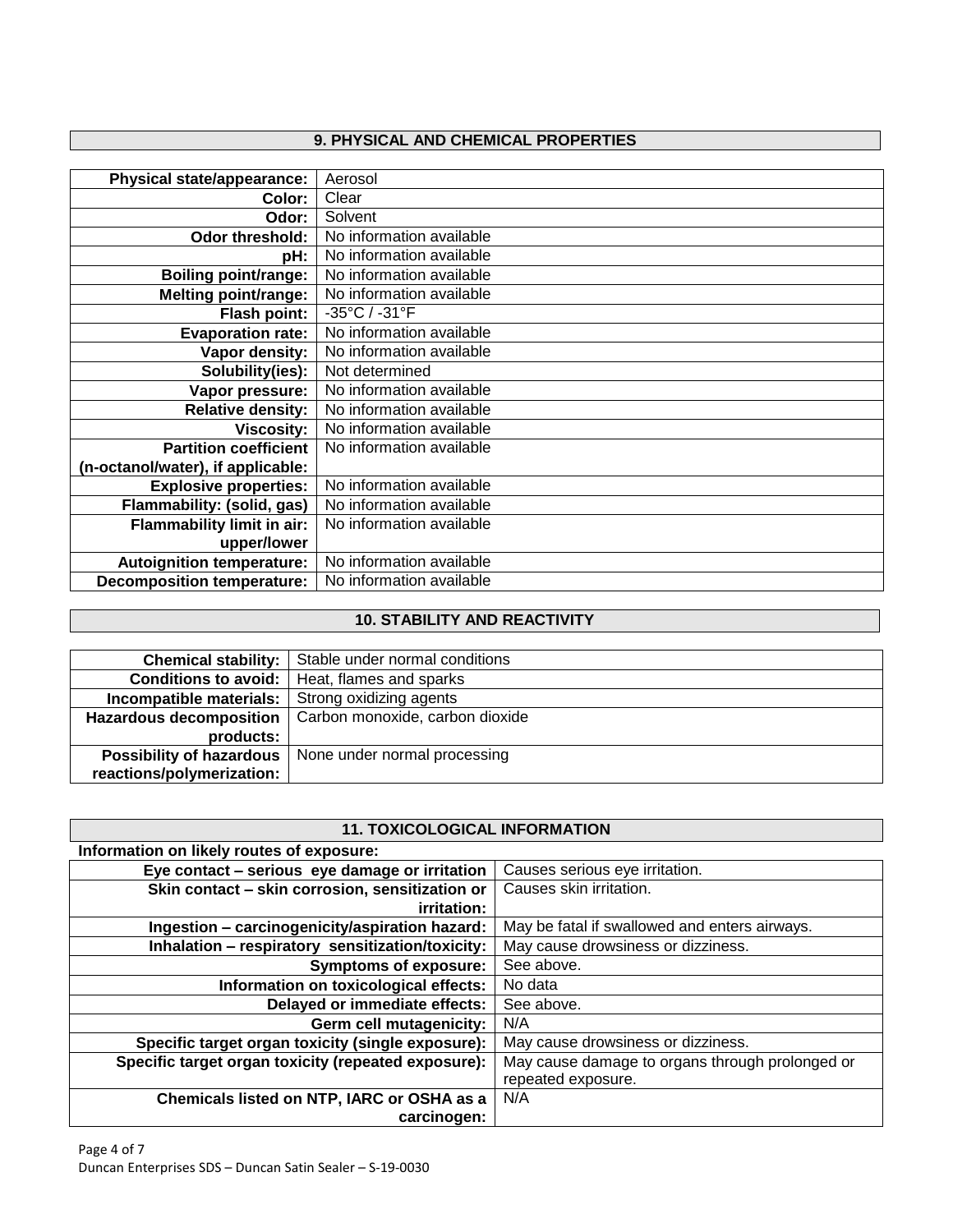## 9. PHYSICAL AND CHEMICAL PROPERTIES

| | |
|---|---|
| **Physical state/appearance:** | Aerosol |
| **Color:** | Clear |
| **Odor:** | Solvent |
| **Odor threshold:** | No information available |
| **pH:** | No information available |
| **Boiling point/range:** | No information available |
| **Melting point/range:** | No information available |
| **Flash point:** | -35°C / -31°F |
| **Evaporation rate:** | No information available |
| **Vapor density:** | No information available |
| **Solubility(ies):** | Not determined |
| **Vapor pressure:** | No information available |
| **Relative density:** | No information available |
| **Viscosity:** | No information available |
| **Partition coefficient (n-octanol/water), if applicable:** | No information available |
| **Explosive properties:** | No information available |
| **Flammability: (solid, gas)** | No information available |
| **Flammability limit in air: upper/lower** | No information available |
| **Autoignition temperature:** | No information available |
| **Decomposition temperature:** | No information available |

## 10. STABILITY AND REACTIVITY

| | |
|---|---|
| **Chemical stability:** | Stable under normal conditions |
| **Conditions to avoid:** | Heat, flames and sparks |
| **Incompatible materials:** | Strong oxidizing agents |
| **Hazardous decomposition products:** | Carbon monoxide, carbon dioxide |
| **Possibility of hazardous reactions/polymerization:** | None under normal processing |

## 11. TOXICOLOGICAL INFORMATION

**Information on likely routes of exposure:**

| | |
|---|---|
| **Eye contact – serious eye damage or irritation** | Causes serious eye irritation. |
| **Skin contact – skin corrosion, sensitization or irritation:** | Causes skin irritation. |
| **Ingestion – carcinogenicity/aspiration hazard:** | May be fatal if swallowed and enters airways. |
| **Inhalation – respiratory sensitization/toxicity:** | May cause drowsiness or dizziness. |
| **Symptoms of exposure:** | See above. |
| **Information on toxicological effects:** | No data |
| **Delayed or immediate effects:** | See above. |
| **Germ cell mutagenicity:** | N/A |
| **Specific target organ toxicity (single exposure):** | May cause drowsiness or dizziness. |
| **Specific target organ toxicity (repeated exposure):** | May cause damage to organs through prolonged or repeated exposure. |
| **Chemicals listed on NTP, IARC or OSHA as a carcinogen:** | N/A |

Duncan Enterprises SDS – Duncan Satin Sealer – S-19-0030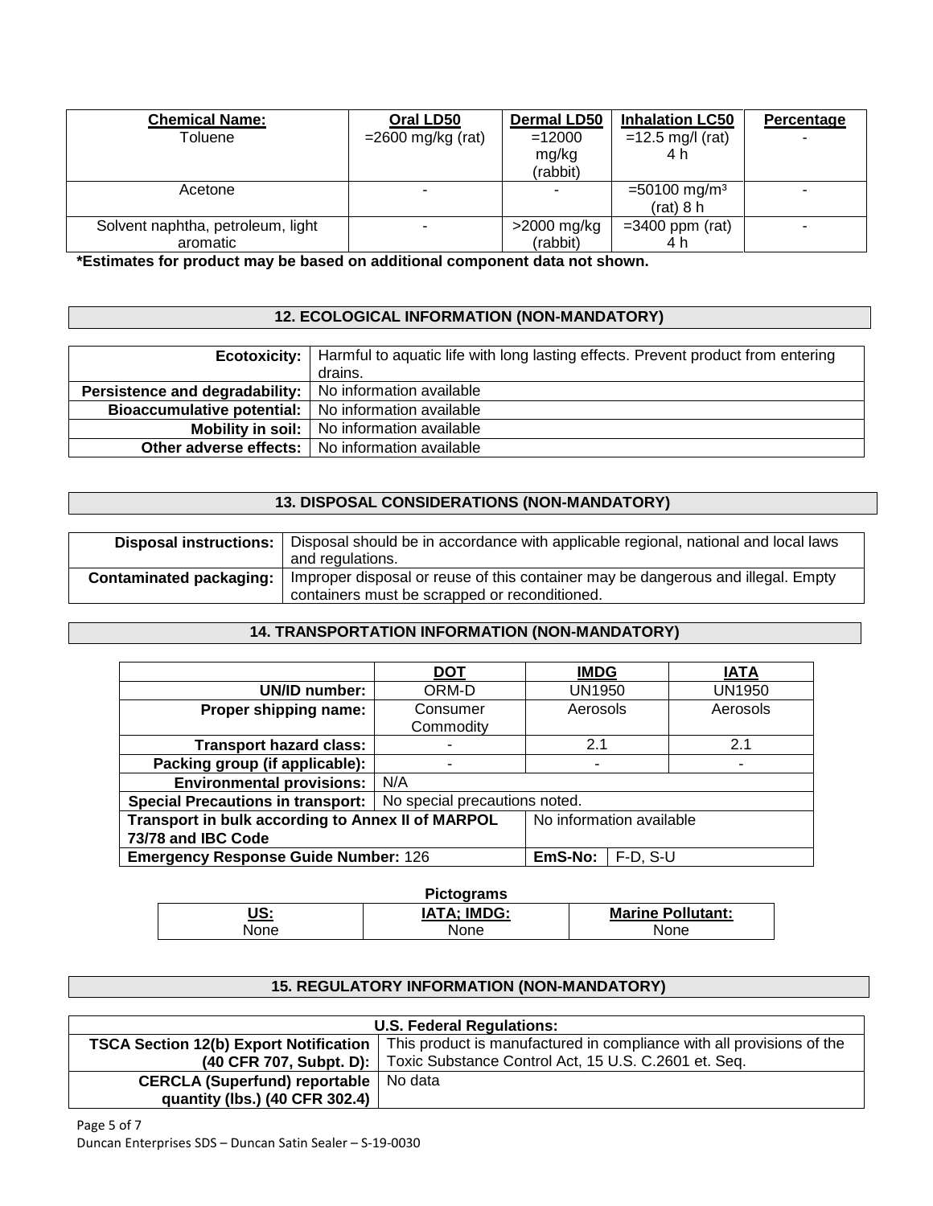| Chemical Name: | Oral LD50 | Dermal LD50 | Inhalation LC50 | Percentage |
|---|---|---|---|---|
| Toluene | =2600 mg/kg (rat) | =12000 mg/kg (rabbit) | =12.5 mg/l (rat) 4 h | - |
| Acetone | - | - | =50100 mg/m³ (rat) 8 h | - |
| Solvent naphtha, petroleum, light aromatic | - | >2000 mg/kg (rabbit) | =3400 ppm (rat) 4 h | - |

**\*Estimates for product may be based on additional component data not shown.**

## 12. ECOLOGICAL INFORMATION (NON-MANDATORY)

| | |
|---|---|
| **Ecotoxicity:** | Harmful to aquatic life with long lasting effects. Prevent product from entering drains. |
| **Persistence and degradability:** | No information available |
| **Bioaccumulative potential:** | No information available |
| **Mobility in soil:** | No information available |
| **Other adverse effects:** | No information available |

## 13. DISPOSAL CONSIDERATIONS (NON-MANDATORY)

| | |
|---|---|
| **Disposal instructions:** | Disposal should be in accordance with applicable regional, national and local laws and regulations. |
| **Contaminated packaging:** | Improper disposal or reuse of this container may be dangerous and illegal. Empty containers must be scrapped or reconditioned. |

## 14. TRANSPORTATION INFORMATION (NON-MANDATORY)

| | DOT | IMDG | | IATA |
|---|---|---|---|---|
| **UN/ID number:** | ORM-D | UN1950 | | UN1950 |
| **Proper shipping name:** | Consumer Commodity | Aerosols | | Aerosols |
| **Transport hazard class:** | - | 2.1 | | 2.1 |
| **Packing group (if applicable):** | - | - | | - |
| **Environmental provisions:** | N/A | | | |
| **Special Precautions in transport:** | No special precautions noted. | | | |
| **Transport in bulk according to Annex II of MARPOL 73/78 and IBC Code** | | No information available | | |
| **Emergency Response Guide Number:** 126 | | **EmS-No:** | F-D, S-U | |

**Pictograms**

| US: | IATA; IMDG: | Marine Pollutant: |
|---|---|---|
| None | None | None |

## 15. REGULATORY INFORMATION (NON-MANDATORY)

| U.S. Federal Regulations: | |
|---|---|
| **TSCA Section 12(b) Export Notification (40 CFR 707, Subpt. D):** | This product is manufactured in compliance with all provisions of the Toxic Substance Control Act, 15 U.S. C.2601 et. Seq. |
| **CERCLA (Superfund) reportable quantity (lbs.) (40 CFR 302.4)** | No data |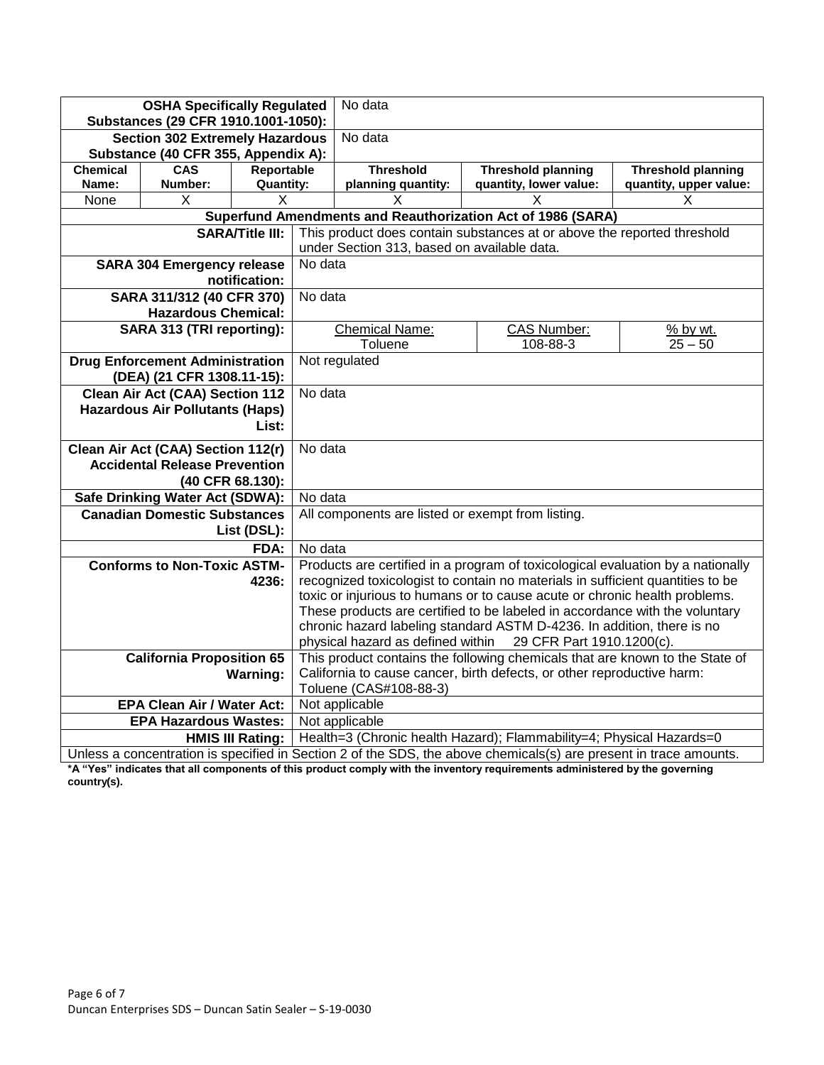| | | | | | |
|---|---|---|---|---|---|
| **OSHA Specifically Regulated Substances (29 CFR 1910.1001-1050):** | | | No data | | |
| **Section 302 Extremely Hazardous Substance (40 CFR 355, Appendix A):** | | | No data | | |
| **Chemical Name:** | **CAS Number:** | **Reportable Quantity:** | **Threshold planning quantity:** | **Threshold planning quantity, lower value:** | **Threshold planning quantity, upper value:** |
| None | X | X | X | X | X |

**Superfund Amendments and Reauthorization Act of 1986 (SARA)**

| | | | |
|---|---|---|---|
| **SARA/Title III:** | This product does contain substances at or above the reported threshold under Section 313, based on available data. | | |
| **SARA 304 Emergency release notification:** | No data | | |
| **SARA 311/312 (40 CFR 370) Hazardous Chemical:** | No data | | |
| **SARA 313 (TRI reporting):** | Chemical Name: Toluene | CAS Number: 108-88-3 | % by wt. 25 – 50 |
| **Drug Enforcement Administration (DEA) (21 CFR 1308.11-15):** | Not regulated | | |
| **Clean Air Act (CAA) Section 112 Hazardous Air Pollutants (Haps) List:** | No data | | |
| **Clean Air Act (CAA) Section 112(r) Accidental Release Prevention (40 CFR 68.130):** | No data | | |
| **Safe Drinking Water Act (SDWA):** | No data | | |
| **Canadian Domestic Substances List (DSL):** | All components are listed or exempt from listing. | | |
| **FDA:** | No data | | |
| **Conforms to Non-Toxic ASTM-4236:** | Products are certified in a program of toxicological evaluation by a nationally recognized toxicologist to contain no materials in sufficient quantities to be toxic or injurious to humans or to cause acute or chronic health problems. These products are certified to be labeled in accordance with the voluntary chronic hazard labeling standard ASTM D-4236. In addition, there is no physical hazard as defined within 29 CFR Part 1910.1200(c). | | |
| **California Proposition 65 Warning:** | This product contains the following chemicals that are known to the State of California to cause cancer, birth defects, or other reproductive harm: Toluene (CAS#108-88-3) | | |
| **EPA Clean Air / Water Act:** | Not applicable | | |
| **EPA Hazardous Wastes:** | Not applicable | | |
| **HMIS III Rating:** | Health=3 (Chronic health Hazard); Flammability=4; Physical Hazards=0 | | |

Unless a concentration is specified in Section 2 of the SDS, the above chemicals(s) are present in trace amounts.

**\*A "Yes" indicates that all components of this product comply with the inventory requirements administered by the governing country(s).**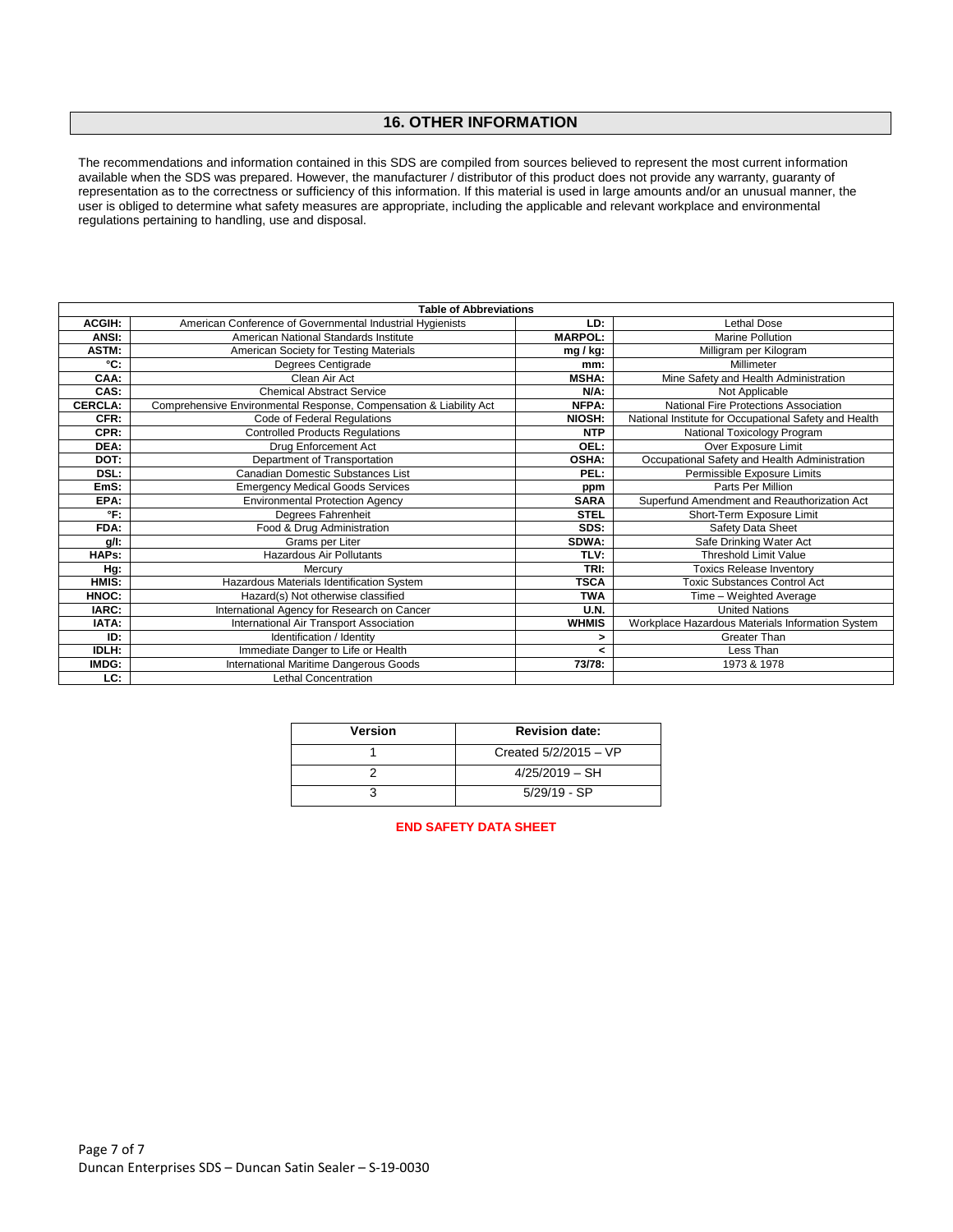## 16. OTHER INFORMATION

The recommendations and information contained in this SDS are compiled from sources believed to represent the most current information available when the SDS was prepared. However, the manufacturer / distributor of this product does not provide any warranty, guaranty of representation as to the correctness or sufficiency of this information. If this material is used in large amounts and/or an unusual manner, the user is obliged to determine what safety measures are appropriate, including the applicable and relevant workplace and environmental regulations pertaining to handling, use and disposal.

| Table of Abbreviations | | | |
|---|---|---|---|
| **ACGIH:** | American Conference of Governmental Industrial Hygienists | **LD:** | Lethal Dose |
| **ANSI:** | American National Standards Institute | **MARPOL:** | Marine Pollution |
| **ASTM:** | American Society for Testing Materials | **mg / kg:** | Milligram per Kilogram |
| **°C:** | Degrees Centigrade | **mm:** | Millimeter |
| **CAA:** | Clean Air Act | **MSHA:** | Mine Safety and Health Administration |
| **CAS:** | Chemical Abstract Service | **N/A:** | Not Applicable |
| **CERCLA:** | Comprehensive Environmental Response, Compensation & Liability Act | **NFPA:** | National Fire Protections Association |
| **CFR:** | Code of Federal Regulations | **NIOSH:** | National Institute for Occupational Safety and Health |
| **CPR:** | Controlled Products Regulations | **NTP** | National Toxicology Program |
| **DEA:** | Drug Enforcement Act | **OEL:** | Over Exposure Limit |
| **DOT:** | Department of Transportation | **OSHA:** | Occupational Safety and Health Administration |
| **DSL:** | Canadian Domestic Substances List | **PEL:** | Permissible Exposure Limits |
| **EmS:** | Emergency Medical Goods Services | **ppm** | Parts Per Million |
| **EPA:** | Environmental Protection Agency | **SARA** | Superfund Amendment and Reauthorization Act |
| **°F:** | Degrees Fahrenheit | **STEL** | Short-Term Exposure Limit |
| **FDA:** | Food & Drug Administration | **SDS:** | Safety Data Sheet |
| **g/l:** | Grams per Liter | **SDWA:** | Safe Drinking Water Act |
| **HAPs:** | Hazardous Air Pollutants | **TLV:** | Threshold Limit Value |
| **Hg:** | Mercury | **TRI:** | Toxics Release Inventory |
| **HMIS:** | Hazardous Materials Identification System | **TSCA** | Toxic Substances Control Act |
| **HNOC:** | Hazard(s) Not otherwise classified | **TWA** | Time – Weighted Average |
| **IARC:** | International Agency for Research on Cancer | **U.N.** | United Nations |
| **IATA:** | International Air Transport Association | **WHMIS** | Workplace Hazardous Materials Information System |
| **ID:** | Identification / Identity | **>** | Greater Than |
| **IDLH:** | Immediate Danger to Life or Health | **<** | Less Than |
| **IMDG:** | International Maritime Dangerous Goods | **73/78:** | 1973 & 1978 |
| **LC:** | Lethal Concentration | | |

| Version | Revision date: |
|---|---|
| 1 | Created 5/2/2015 – VP |
| 2 | 4/25/2019 – SH |
| 3 | 5/29/19 - SP |

**END SAFETY DATA SHEET**